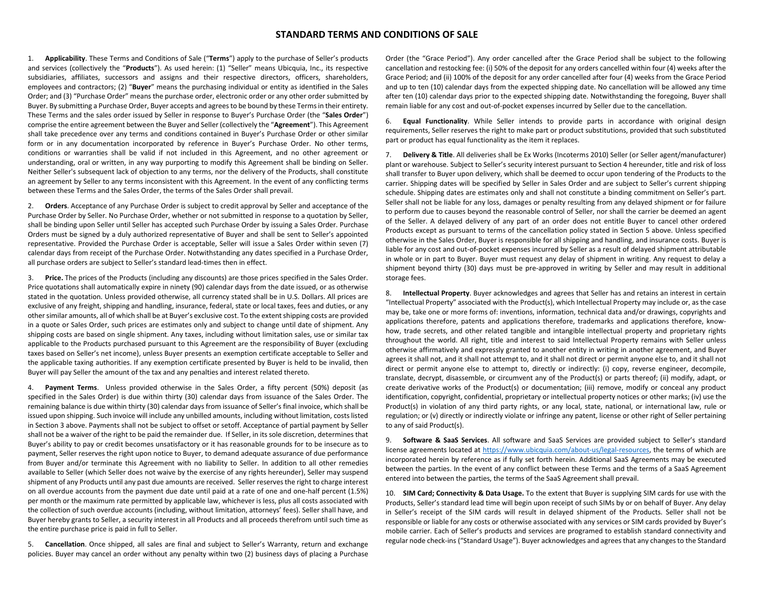# STANDARD TERMS AND CONDITIONS OF SALE

1. **Applicability**. These Terms and Conditions of Sale ("**Terms**") apply to the purchase of Seller's products and services (collectively the "**Products**"). As used herein: (1) "Seller" means Ubicquia, Inc., its respective subsidiaries, affiliates, successors and assigns and their respective directors, officers, shareholders, employees and contractors; (2) "**Buyer**" means the purchasing individual or entity as identified in the Sales Order; and (3) "Purchase Order" means the purchase order, electronic order or any other order submitted by Buyer. By submitting a Purchase Order, Buyer accepts and agrees to be bound by these Terms in their entirety. These Terms and the sales order issued by Seller in response to Buyer's Purchase Order (the "**Sales Order**") comprise the entire agreement between the Buyer and Seller (collectively the "**Agreement**"). This Agreement shall take precedence over any terms and conditions contained in Buyer's Purchase Order or other similar form or in any documentation incorporated by reference in Buyer's Purchase Order. No other terms, conditions or warranties shall be valid if not included in this Agreement, and no other agreement or understanding, oral or written, in any way purporting to modify this Agreement shall be binding on Seller. Neither Seller's subsequent lack of objection to any terms, nor the delivery of the Products, shall constitute an agreement by Seller to any terms inconsistent with this Agreement. In the event of any conflicting terms between these Terms and the Sales Order, the terms of the Sales Order shall prevail.

2. **Orders**. Acceptance of any Purchase Order is subject to credit approval by Seller and acceptance of the Purchase Order by Seller. No Purchase Order, whether or not submitted in response to a quotation by Seller, shall be binding upon Seller until Seller has accepted such Purchase Order by issuing a Sales Order. Purchase Orders must be signed by a duly authorized representative of Buyer and shall be sent to Seller's appointed representative. Provided the Purchase Order is acceptable, Seller will issue a Sales Order within seven (7) calendar days from receipt of the Purchase Order. Notwithstanding any dates specified in a Purchase Order, all purchase orders are subject to Seller's standard lead-times then in effect.

3. **Price.** The prices of the Products (including any discounts) are those prices specified in the Sales Order. Price quotations shall automatically expire in ninety (90) calendar days from the date issued, or as otherwise stated in the quotation. Unless provided otherwise, all currency stated shall be in U.S. Dollars. All prices are exclusive of any freight, shipping and handling, insurance, federal, state or local taxes, fees and duties, or any other similar amounts, all of which shall be at Buyer's exclusive cost. To the extent shipping costs are provided in a quote or Sales Order, such prices are estimates only and subject to change until date of shipment. Any shipping costs are based on single shipment. Any taxes, including without limitation sales, use or similar tax applicable to the Products purchased pursuant to this Agreement are the responsibility of Buyer (excluding taxes based on Seller's net income), unless Buyer presents an exemption certificate acceptable to Seller and the applicable taxing authorities. If any exemption certificate presented by Buyer is held to be invalid, then Buyer will pay Seller the amount of the tax and any penalties and interest related thereto.

4. **Payment Terms**. Unless provided otherwise in the Sales Order, a fifty percent (50%) deposit (as specified in the Sales Order) is due within thirty (30) calendar days from issuance of the Sales Order. The remaining balance is due within thirty (30) calendar days from issuance of Seller's final invoice, which shall be issued upon shipping. Such invoice will include any unbilled amounts, including without limitation, costs listed in Section 3 above. Payments shall not be subject to offset or setoff. Acceptance of partial payment by Seller shall not be a waiver of the right to be paid the remainder due. If Seller, in its sole discretion, determines that Buyer's ability to pay or credit becomes unsatisfactory or it has reasonable grounds for to be insecure as to payment, Seller reserves the right upon notice to Buyer, to demand adequate assurance of due performance from Buyer and/or terminate this Agreement with no liability to Seller. In addition to all other remedies available to Seller (which Seller does not waive by the exercise of any rights hereunder), Seller may suspend shipment of any Products until any past due amounts are received. Seller reserves the right to charge interest on all overdue accounts from the payment due date until paid at a rate of one and one-half percent (1.5%) per month or the maximum rate permitted by applicable law, whichever is less, plus all costs associated with the collection of such overdue accounts (including, without limitation, attorneys' fees). Seller shall have, and Buyer hereby grants to Seller, a security interest in all Products and all proceeds therefrom until such time as the entire purchase price is paid in full to Seller.

5. **Cancellation**. Once shipped, all sales are final and subject to Seller's Warranty, return and exchange policies. Buyer may cancel an order without any penalty within two (2) business days of placing a Purchase Order (the "Grace Period"). Any order cancelled after the Grace Period shall be subject to the following cancellation and restocking fee: (i) 50% of the deposit for any orders cancelled within four (4) weeks after the Grace Period; and (ii) 100% of the deposit for any order cancelled after four (4) weeks from the Grace Period and up to ten (10) calendar days from the expected shipping date. No cancellation will be allowed any time after ten (10) calendar days prior to the expected shipping date. Notwithstanding the foregoing, Buyer shall remain liable for any cost and out-of-pocket expenses incurred by Seller due to the cancellation.

6. **Equal Functionality**. While Seller intends to provide parts in accordance with original design requirements, Seller reserves the right to make part or product substitutions, provided that such substituted part or product has equal functionality as the item it replaces.

7. **Delivery & Title**. All deliveries shall be Ex Works (Incoterms 2010) Seller (or Seller agent/manufacturer) plant or warehouse. Subject to Seller's security interest pursuant to Section 4 hereunder, title and risk of loss shall transfer to Buyer upon delivery, which shall be deemed to occur upon tendering of the Products to the carrier. Shipping dates will be specified by Seller in Sales Order and are subject to Seller's current shipping schedule. Shipping dates are estimates only and shall not constitute a binding commitment on Seller's part. Seller shall not be liable for any loss, damages or penalty resulting from any delayed shipment or for failure to perform due to causes beyond the reasonable control of Seller, nor shall the carrier be deemed an agent of the Seller. A delayed delivery of any part of an order does not entitle Buyer to cancel other ordered Products except as pursuant to terms of the cancellation policy stated in Section 5 above. Unless specified otherwise in the Sales Order, Buyer is responsible for all shipping and handling, and insurance costs. Buyer is liable for any cost and out-of-pocket expenses incurred by Seller as a result of delayed shipment attributable in whole or in part to Buyer. Buyer must request any delay of shipment in writing. Any request to delay a shipment beyond thirty (30) days must be pre-approved in writing by Seller and may result in additional storage fees.

8. **Intellectual Property**. Buyer acknowledges and agrees that Seller has and retains an interest in certain "Intellectual Property" associated with the Product(s), which Intellectual Property may include or, as the case may be, take one or more forms of: inventions, information, technical data and/or drawings, copyrights and applications therefore, patents and applications therefore, trademarks and applications therefore, know-how, trade secrets, and other related tangible and intangible intellectual property and proprietary rights throughout the world. All right, title and interest to said Intellectual Property remains with Seller unless otherwise affirmatively and expressly granted to another entity in writing in another agreement, and Buyer agrees it shall not, and it shall not attempt to, and it shall not direct or permit anyone else to, and it shall not direct or permit anyone else to attempt to, directly or indirectly: (i) copy, reverse engineer, decompile, translate, decrypt, disassemble, or circumvent any of the Product(s) or parts thereof; (ii) modify, adapt, or create derivative works of the Product(s) or documentation; (iii) remove, modify or conceal any product identification, copyright, confidential, proprietary or intellectual property notices or other marks; (iv) use the Product(s) in violation of any third party rights, or any local, state, national, or international law, rule or regulation; or (v) directly or indirectly violate or infringe any patent, license or other right of Seller pertaining to any of said Product(s).

9. **Software & SaaS Services**. All software and SaaS Services are provided subject to Seller's standard license agreements located at [https://www.ubicquia.com/about-us/legal-resources](https://www.ubicquia.com/about-us/legal-resources), the terms of which are incorporated herein by reference as if fully set forth herein. Additional SaaS Agreements may be executed between the parties. In the event of any conflict between these Terms and the terms of a SaaS Agreement entered into between the parties, the terms of the SaaS Agreement shall prevail.

10. **SIM Card; Connectivity & Data Usage.** To the extent that Buyer is supplying SIM cards for use with the Products, Seller's standard lead time will begin upon receipt of such SIMs by or on behalf of Buyer. Any delay in Seller's receipt of the SIM cards will result in delayed shipment of the Products. Seller shall not be responsible or liable for any costs or otherwise associated with any services or SIM cards provided by Buyer's mobile carrier. Each of Seller's products and services are programed to establish standard connectivity and regular node check-ins ("Standard Usage"). Buyer acknowledges and agrees that any changes to the Standard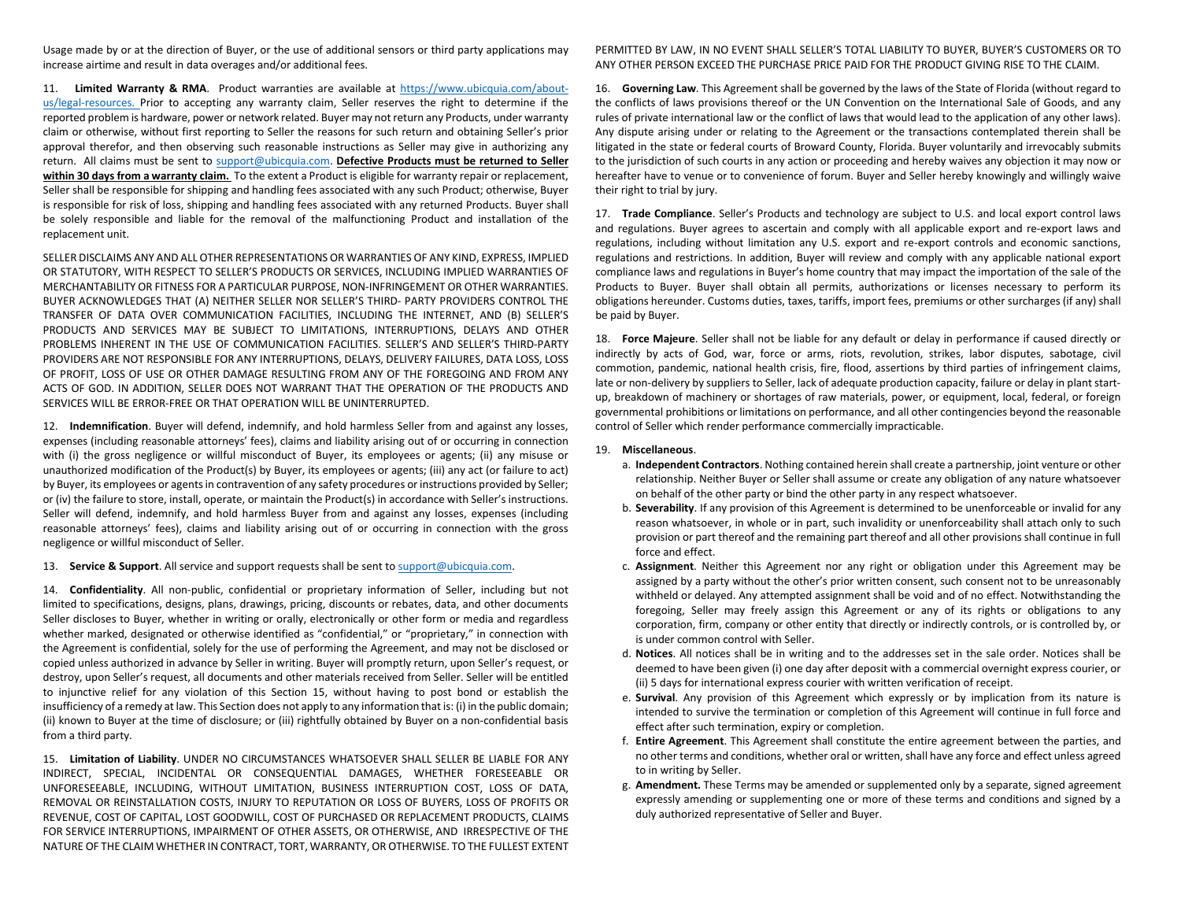Usage made by or at the direction of Buyer, or the use of additional sensors or third party applications may increase airtime and result in data overages and/or additional fees.

11. **Limited Warranty & RMA**. Product warranties are available at https://www.ubicquia.com/about-us/legal-resources. Prior to accepting any warranty claim, Seller reserves the right to determine if the reported problem is hardware, power or network related. Buyer may not return any Products, under warranty claim or otherwise, without first reporting to Seller the reasons for such return and obtaining Seller's prior approval therefor, and then observing such reasonable instructions as Seller may give in authorizing any return. All claims must be sent to support@ubicquia.com. **Defective Products must be returned to Seller within 30 days from a warranty claim.** To the extent a Product is eligible for warranty repair or replacement, Seller shall be responsible for shipping and handling fees associated with any such Product; otherwise, Buyer is responsible for risk of loss, shipping and handling fees associated with any returned Products. Buyer shall be solely responsible and liable for the removal of the malfunctioning Product and installation of the replacement unit.

SELLER DISCLAIMS ANY AND ALL OTHER REPRESENTATIONS OR WARRANTIES OF ANY KIND, EXPRESS, IMPLIED OR STATUTORY, WITH RESPECT TO SELLER'S PRODUCTS OR SERVICES, INCLUDING IMPLIED WARRANTIES OF MERCHANTABILITY OR FITNESS FOR A PARTICULAR PURPOSE, NON-INFRINGEMENT OR OTHER WARRANTIES. BUYER ACKNOWLEDGES THAT (A) NEITHER SELLER NOR SELLER'S THIRD- PARTY PROVIDERS CONTROL THE TRANSFER OF DATA OVER COMMUNICATION FACILITIES, INCLUDING THE INTERNET, AND (B) SELLER'S PRODUCTS AND SERVICES MAY BE SUBJECT TO LIMITATIONS, INTERRUPTIONS, DELAYS AND OTHER PROBLEMS INHERENT IN THE USE OF COMMUNICATION FACILITIES. SELLER'S AND SELLER'S THIRD-PARTY PROVIDERS ARE NOT RESPONSIBLE FOR ANY INTERRUPTIONS, DELAYS, DELIVERY FAILURES, DATA LOSS, LOSS OF PROFIT, LOSS OF USE OR OTHER DAMAGE RESULTING FROM ANY OF THE FOREGOING AND FROM ANY ACTS OF GOD. IN ADDITION, SELLER DOES NOT WARRANT THAT THE OPERATION OF THE PRODUCTS AND SERVICES WILL BE ERROR-FREE OR THAT OPERATION WILL BE UNINTERRUPTED.

12. **Indemnification**. Buyer will defend, indemnify, and hold harmless Seller from and against any losses, expenses (including reasonable attorneys' fees), claims and liability arising out of or occurring in connection with (i) the gross negligence or willful misconduct of Buyer, its employees or agents; (ii) any misuse or unauthorized modification of the Product(s) by Buyer, its employees or agents; (iii) any act (or failure to act) by Buyer, its employees or agents in contravention of any safety procedures or instructions provided by Seller; or (iv) the failure to store, install, operate, or maintain the Product(s) in accordance with Seller's instructions. Seller will defend, indemnify, and hold harmless Buyer from and against any losses, expenses (including reasonable attorneys' fees), claims and liability arising out of or occurring in connection with the gross negligence or willful misconduct of Seller.

13. **Service & Support**. All service and support requests shall be sent to support@ubicquia.com.

14. **Confidentiality**. All non-public, confidential or proprietary information of Seller, including but not limited to specifications, designs, plans, drawings, pricing, discounts or rebates, data, and other documents Seller discloses to Buyer, whether in writing or orally, electronically or other form or media and regardless whether marked, designated or otherwise identified as "confidential," or "proprietary," in connection with the Agreement is confidential, solely for the use of performing the Agreement, and may not be disclosed or copied unless authorized in advance by Seller in writing. Buyer will promptly return, upon Seller's request, or destroy, upon Seller's request, all documents and other materials received from Seller. Seller will be entitled to injunctive relief for any violation of this Section 15, without having to post bond or establish the insufficiency of a remedy at law. This Section does not apply to any information that is: (i) in the public domain; (ii) known to Buyer at the time of disclosure; or (iii) rightfully obtained by Buyer on a non-confidential basis from a third party.

15. **Limitation of Liability**. UNDER NO CIRCUMSTANCES WHATSOEVER SHALL SELLER BE LIABLE FOR ANY INDIRECT, SPECIAL, INCIDENTAL OR CONSEQUENTIAL DAMAGES, WHETHER FORESEEABLE OR UNFORESEEABLE, INCLUDING, WITHOUT LIMITATION, BUSINESS INTERRUPTION COST, LOSS OF DATA, REMOVAL OR REINSTALLATION COSTS, INJURY TO REPUTATION OR LOSS OF BUYERS, LOSS OF PROFITS OR REVENUE, COST OF CAPITAL, LOST GOODWILL, COST OF PURCHASED OR REPLACEMENT PRODUCTS, CLAIMS FOR SERVICE INTERRUPTIONS, IMPAIRMENT OF OTHER ASSETS, OR OTHERWISE, AND IRRESPECTIVE OF THE NATURE OF THE CLAIM WHETHER IN CONTRACT, TORT, WARRANTY, OR OTHERWISE. TO THE FULLEST EXTENT PERMITTED BY LAW, IN NO EVENT SHALL SELLER'S TOTAL LIABILITY TO BUYER, BUYER'S CUSTOMERS OR TO ANY OTHER PERSON EXCEED THE PURCHASE PRICE PAID FOR THE PRODUCT GIVING RISE TO THE CLAIM.

16. **Governing Law**. This Agreement shall be governed by the laws of the State of Florida (without regard to the conflicts of laws provisions thereof or the UN Convention on the International Sale of Goods, and any rules of private international law or the conflict of laws that would lead to the application of any other laws). Any dispute arising under or relating to the Agreement or the transactions contemplated therein shall be litigated in the state or federal courts of Broward County, Florida. Buyer voluntarily and irrevocably submits to the jurisdiction of such courts in any action or proceeding and hereby waives any objection it may now or hereafter have to venue or to convenience of forum. Buyer and Seller hereby knowingly and willingly waive their right to trial by jury.

17. **Trade Compliance**. Seller's Products and technology are subject to U.S. and local export control laws and regulations. Buyer agrees to ascertain and comply with all applicable export and re-export laws and regulations, including without limitation any U.S. export and re-export controls and economic sanctions, regulations and restrictions. In addition, Buyer will review and comply with any applicable national export compliance laws and regulations in Buyer's home country that may impact the importation of the sale of the Products to Buyer. Buyer shall obtain all permits, authorizations or licenses necessary to perform its obligations hereunder. Customs duties, taxes, tariffs, import fees, premiums or other surcharges (if any) shall be paid by Buyer.

18. **Force Majeure**. Seller shall not be liable for any default or delay in performance if caused directly or indirectly by acts of God, war, force or arms, riots, revolution, strikes, labor disputes, sabotage, civil commotion, pandemic, national health crisis, fire, flood, assertions by third parties of infringement claims, late or non-delivery by suppliers to Seller, lack of adequate production capacity, failure or delay in plant start-up, breakdown of machinery or shortages of raw materials, power, or equipment, local, federal, or foreign governmental prohibitions or limitations on performance, and all other contingencies beyond the reasonable control of Seller which render performance commercially impracticable.

19. **Miscellaneous**.

a. **Independent Contractors**. Nothing contained herein shall create a partnership, joint venture or other relationship. Neither Buyer or Seller shall assume or create any obligation of any nature whatsoever on behalf of the other party or bind the other party in any respect whatsoever.

b. **Severability**. If any provision of this Agreement is determined to be unenforceable or invalid for any reason whatsoever, in whole or in part, such invalidity or unenforceability shall attach only to such provision or part thereof and the remaining part thereof and all other provisions shall continue in full force and effect.

c. **Assignment**. Neither this Agreement nor any right or obligation under this Agreement may be assigned by a party without the other's prior written consent, such consent not to be unreasonably withheld or delayed. Any attempted assignment shall be void and of no effect. Notwithstanding the foregoing, Seller may freely assign this Agreement or any of its rights or obligations to any corporation, firm, company or other entity that directly or indirectly controls, or is controlled by, or is under common control with Seller.

d. **Notices**. All notices shall be in writing and to the addresses set in the sale order. Notices shall be deemed to have been given (i) one day after deposit with a commercial overnight express courier, or (ii) 5 days for international express courier with written verification of receipt.

e. **Survival**. Any provision of this Agreement which expressly or by implication from its nature is intended to survive the termination or completion of this Agreement will continue in full force and effect after such termination, expiry or completion.

f. **Entire Agreement**. This Agreement shall constitute the entire agreement between the parties, and no other terms and conditions, whether oral or written, shall have any force and effect unless agreed to in writing by Seller.

g. **Amendment.** These Terms may be amended or supplemented only by a separate, signed agreement expressly amending or supplementing one or more of these terms and conditions and signed by a duly authorized representative of Seller and Buyer.